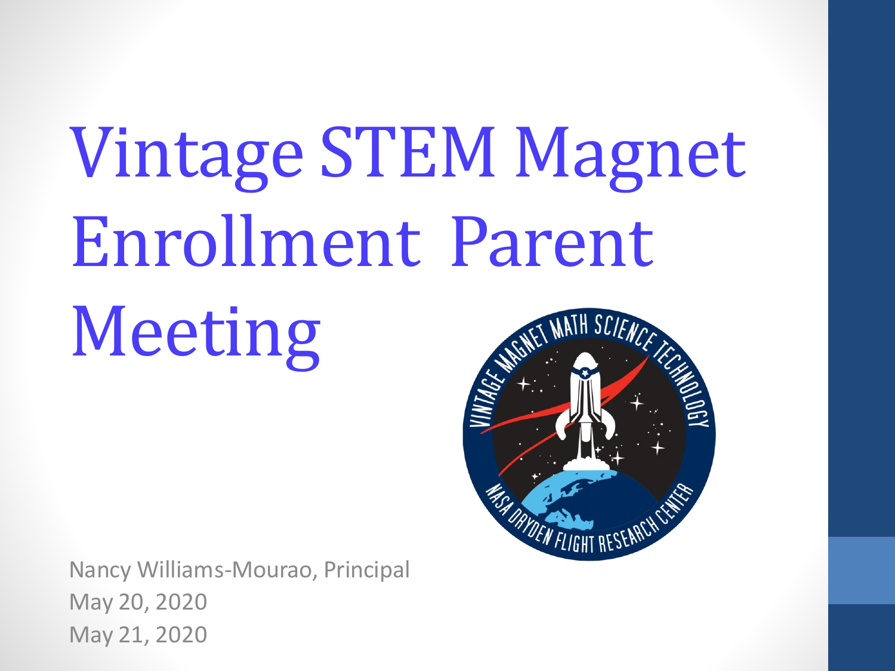# Vintage STEM Magnet Enrollment Parent Meeting

Nancy Williams-Mourao, Principal

May 20, 2020

May 21, 2020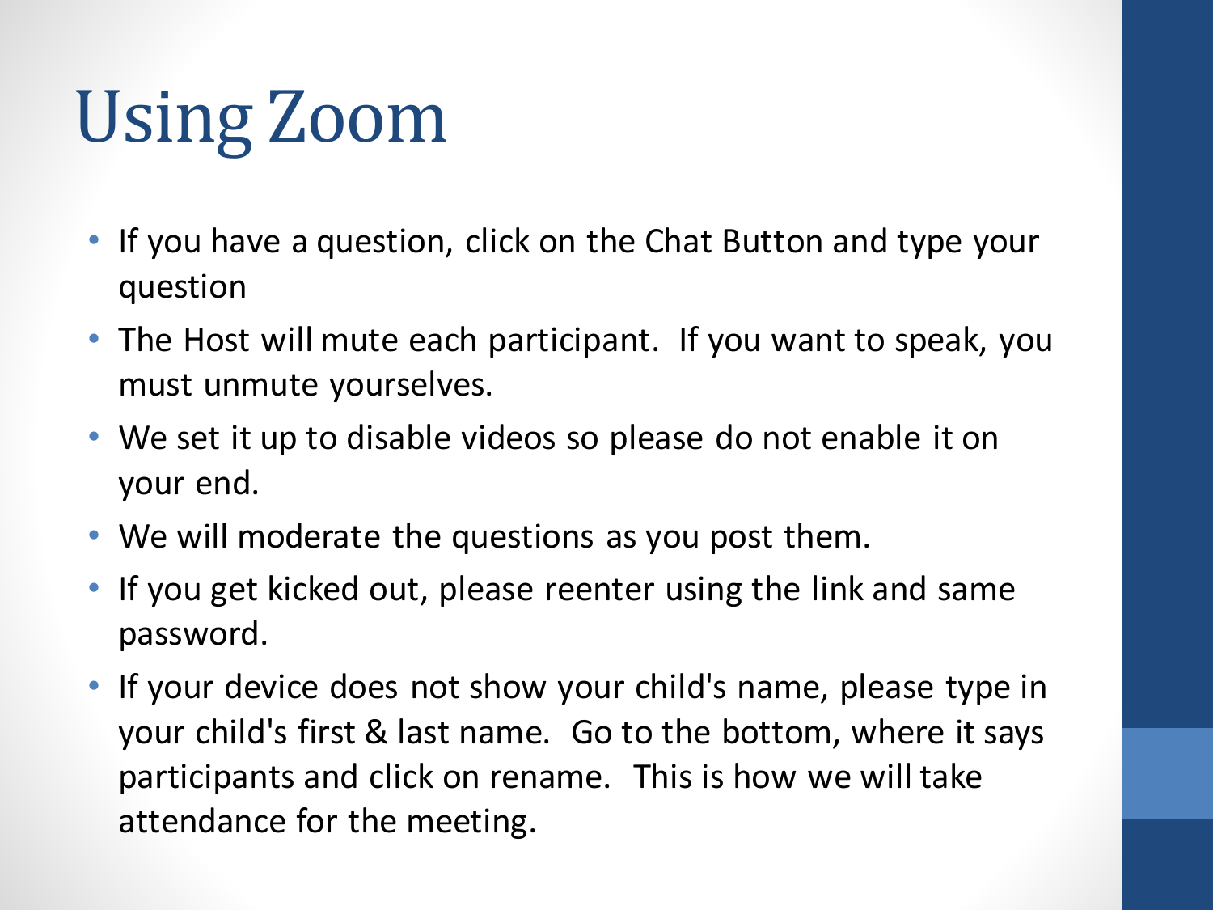# Using Zoom

- If you have a question, click on the Chat Button and type your question
- The Host will mute each participant. If you want to speak, you must unmute yourselves.
- We set it up to disable videos so please do not enable it on your end.
- We will moderate the questions as you post them.
- If you get kicked out, please reenter using the link and same password.
- If your device does not show your child's name, please type in your child's first & last name. Go to the bottom, where it says participants and click on rename. This is how we will take attendance for the meeting.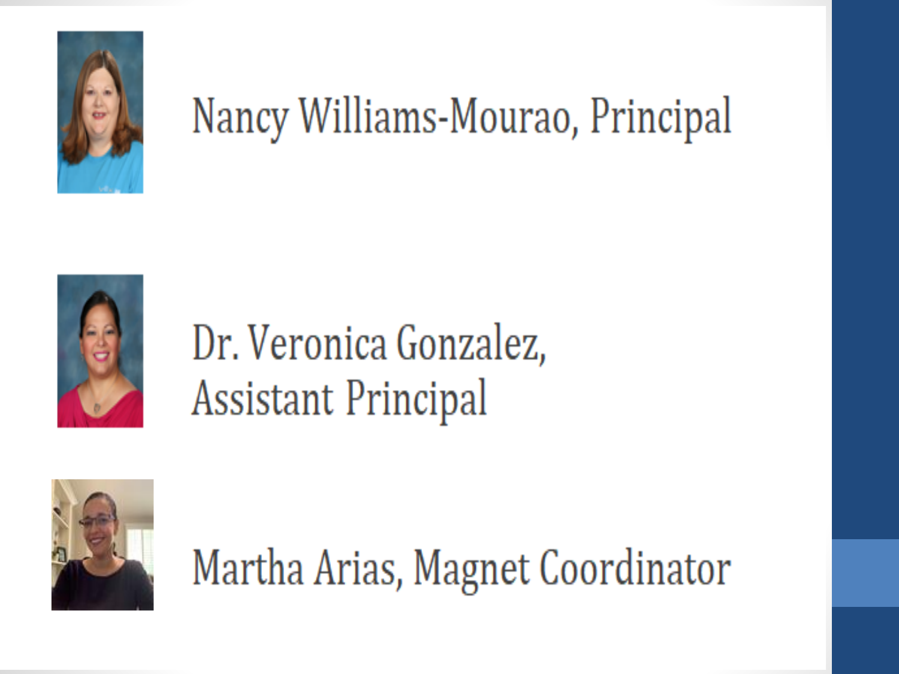Nancy Williams-Mourao, Principal

Dr. Veronica Gonzalez,
Assistant Principal

Martha Arias, Magnet Coordinator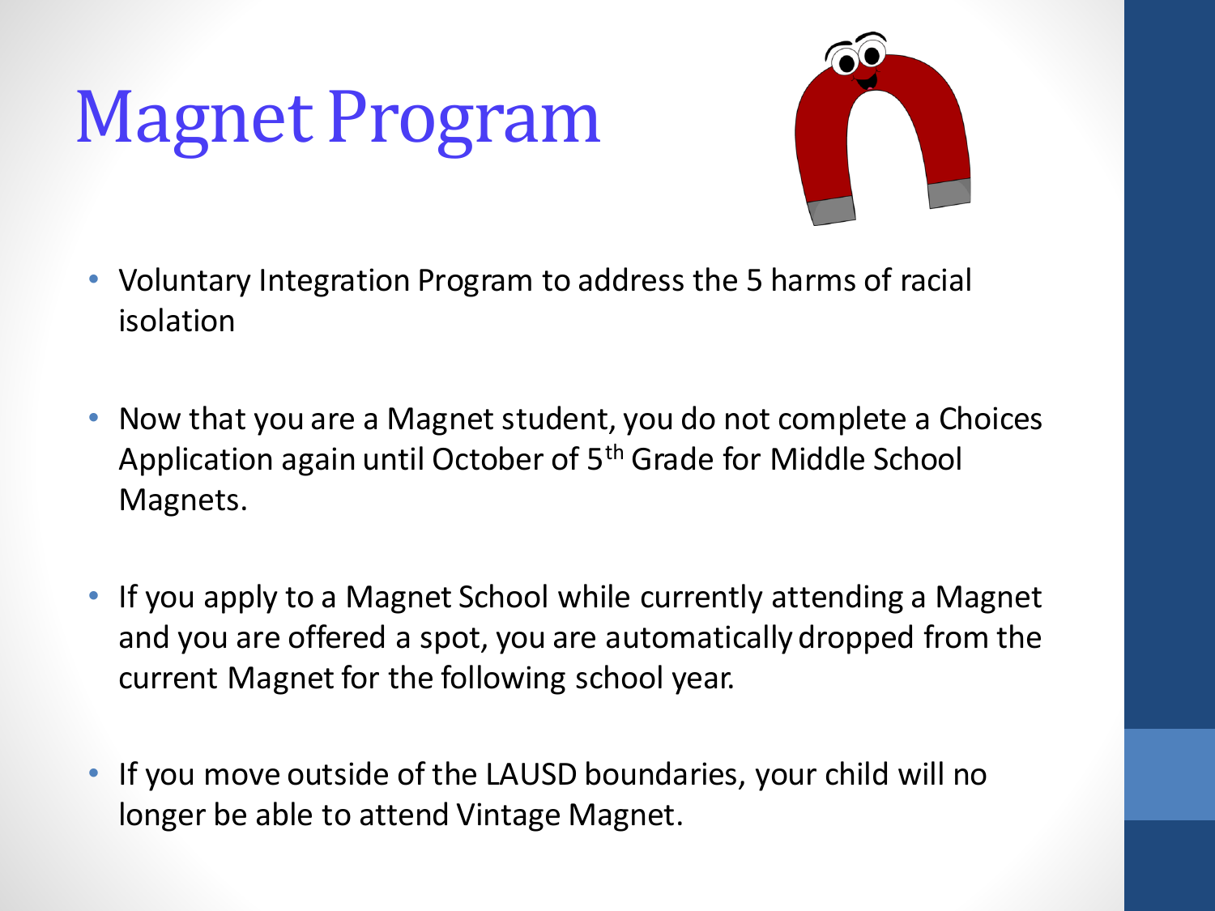# Magnet Program

- Voluntary Integration Program to address the 5 harms of racial isolation
- Now that you are a Magnet student, you do not complete a Choices Application again until October of 5th Grade for Middle School Magnets.
- If you apply to a Magnet School while currently attending a Magnet and you are offered a spot, you are automatically dropped from the current Magnet for the following school year.
- If you move outside of the LAUSD boundaries, your child will no longer be able to attend Vintage Magnet.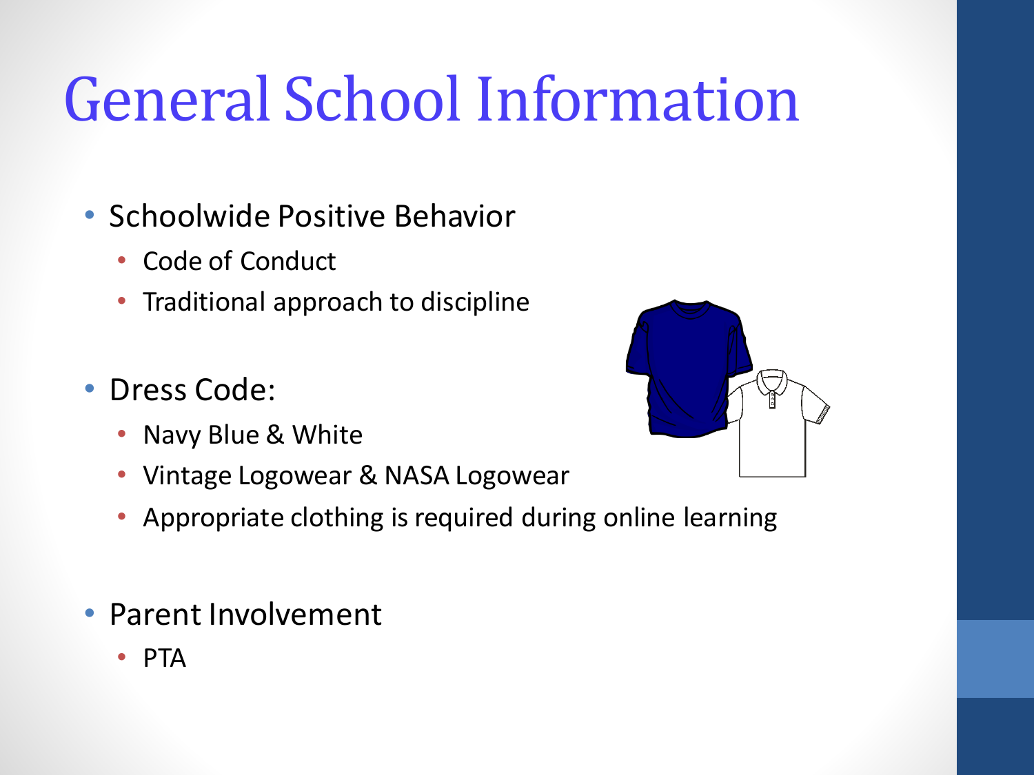# General School Information

- Schoolwide Positive Behavior
  - Code of Conduct
  - Traditional approach to discipline

- Dress Code:
  - Navy Blue & White
  - Vintage Logowear & NASA Logowear
  - Appropriate clothing is required during online learning

- Parent Involvement
  - PTA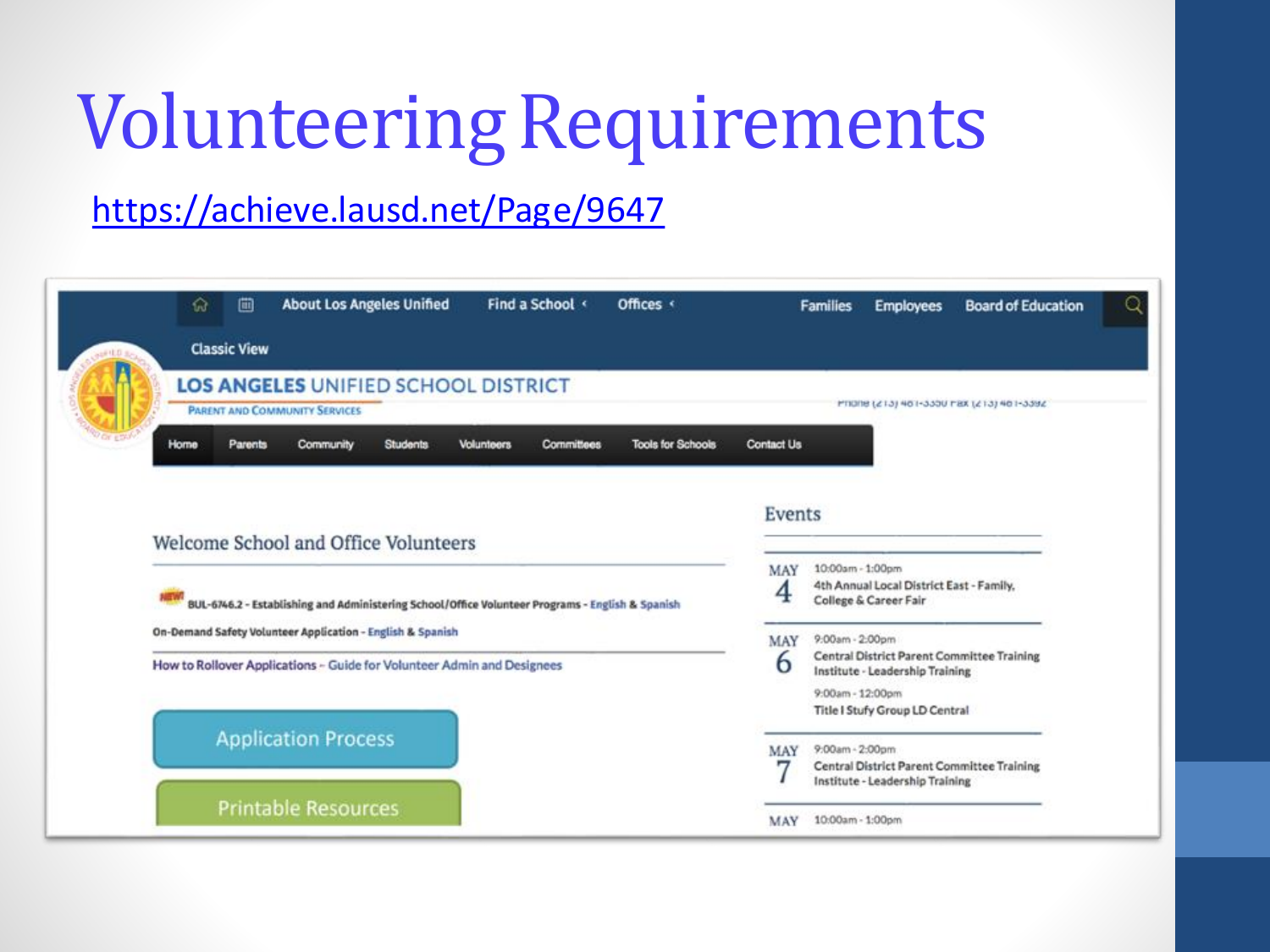# Volunteering Requirements

https://achieve.lausd.net/Page/9647

About Los Angeles Unified | Find a School | Offices | Families | Employees | Board of Education

Classic View

LOS ANGELES UNIFIED SCHOOL DISTRICT

PARENT AND COMMUNITY SERVICES

Phone (213) 481-3350 Fax (213) 481-3392

Home | Parents | Community | Students | Volunteers | Committees | Tools for Schools | Contact Us

## Welcome School and Office Volunteers

NEW! BUL-6746.2 - Establishing and Administering School/Office Volunteer Programs - English & Spanish

On-Demand Safety Volunteer Application - English & Spanish

How to Rollover Applications – Guide for Volunteer Admin and Designees

Application Process

Printable Resources

## Events

MAY 4 — 10:00am - 1:00pm — 4th Annual Local District East - Family, College & Career Fair

MAY 6 — 9:00am - 2:00pm — Central District Parent Committee Training Institute - Leadership Training

9:00am - 12:00pm — Title I Stufy Group LD Central

MAY 7 — 9:00am - 2:00pm — Central District Parent Committee Training Institute - Leadership Training

MAY — 10:00am - 1:00pm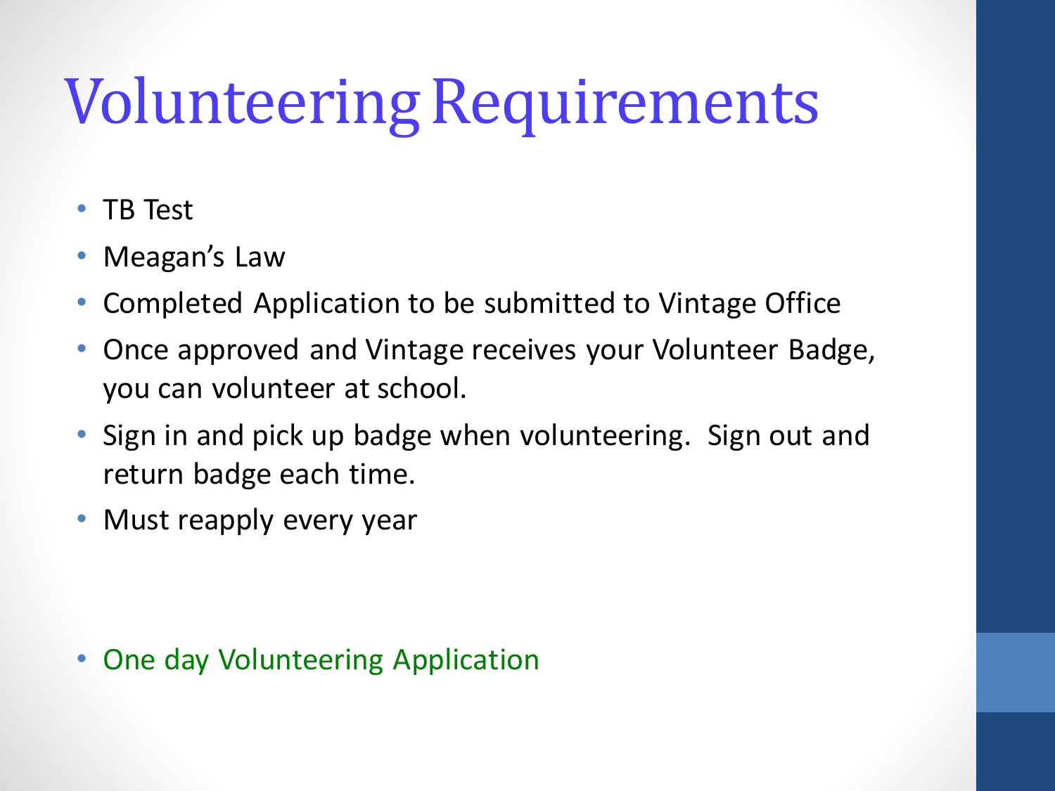# Volunteering Requirements

- TB Test
- Meagan's Law
- Completed Application to be submitted to Vintage Office
- Once approved and Vintage receives your Volunteer Badge, you can volunteer at school.
- Sign in and pick up badge when volunteering. Sign out and return badge each time.
- Must reapply every year

- One day Volunteering Application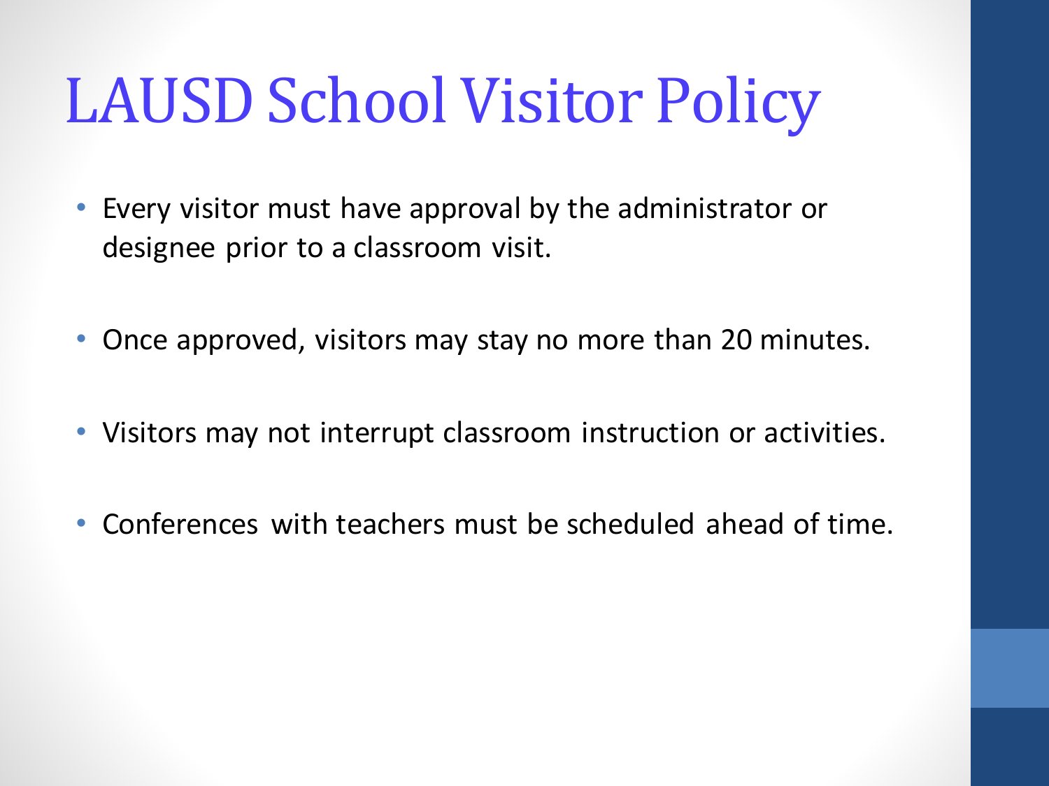# LAUSD School Visitor Policy

- Every visitor must have approval by the administrator or designee prior to a classroom visit.
- Once approved, visitors may stay no more than 20 minutes.
- Visitors may not interrupt classroom instruction or activities.
- Conferences with teachers must be scheduled ahead of time.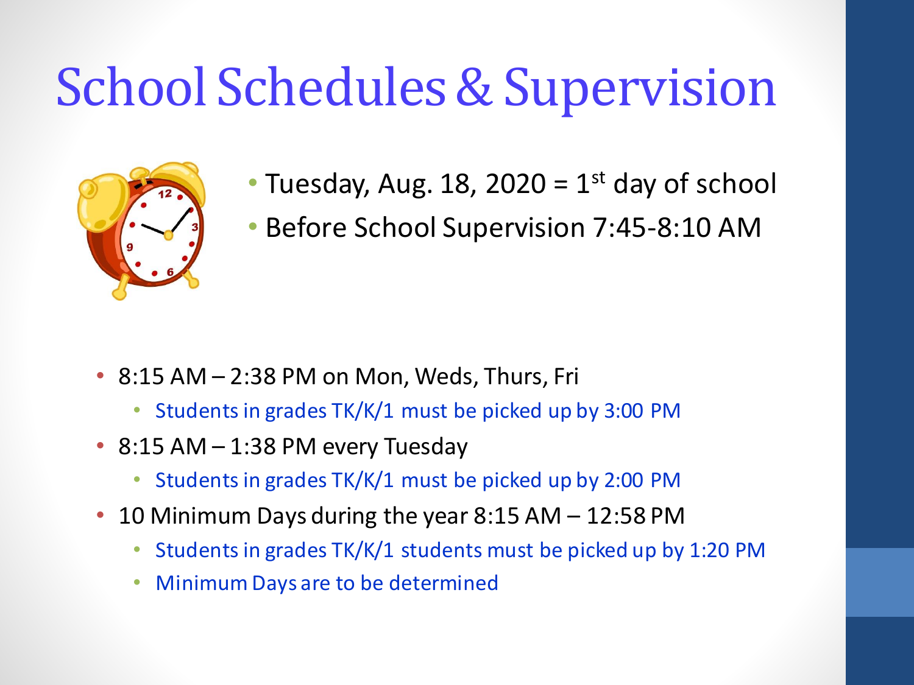# School Schedules & Supervision

- Tuesday, Aug. 18, 2020 = 1st day of school
- Before School Supervision 7:45-8:10 AM

- 8:15 AM – 2:38 PM on Mon, Weds, Thurs, Fri
  - Students in grades TK/K/1 must be picked up by 3:00 PM
- 8:15 AM – 1:38 PM every Tuesday
  - Students in grades TK/K/1 must be picked up by 2:00 PM
- 10 Minimum Days during the year 8:15 AM – 12:58 PM
  - Students in grades TK/K/1 students must be picked up by 1:20 PM
  - Minimum Days are to be determined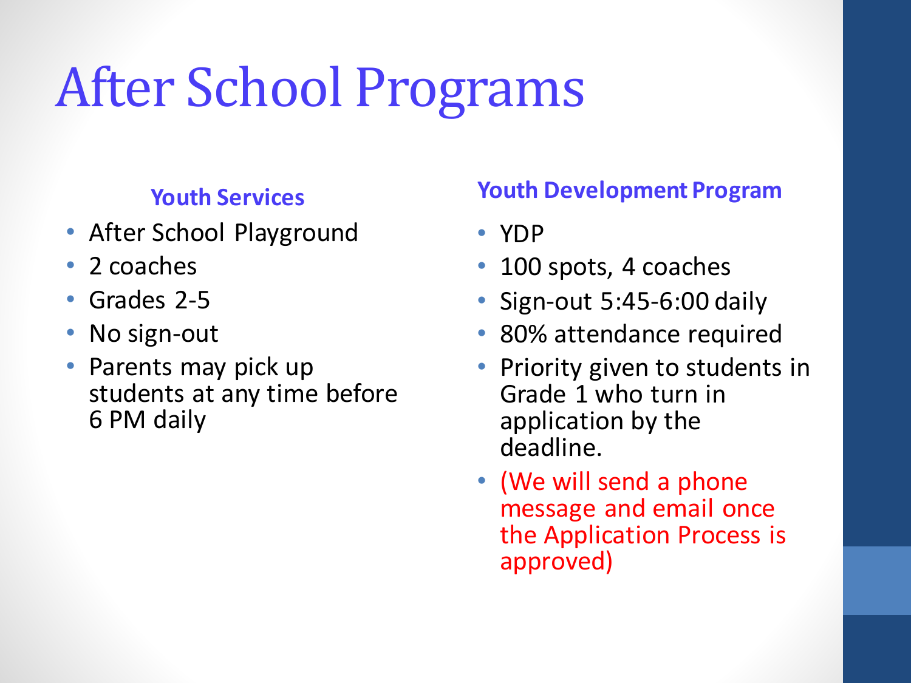# After School Programs

### Youth Services

- After School Playground
- 2 coaches
- Grades 2-5
- No sign-out
- Parents may pick up students at any time before 6 PM daily

### Youth Development Program

- YDP
- 100 spots, 4 coaches
- Sign-out 5:45-6:00 daily
- 80% attendance required
- Priority given to students in Grade 1 who turn in application by the deadline.
- (We will send a phone message and email once the Application Process is approved)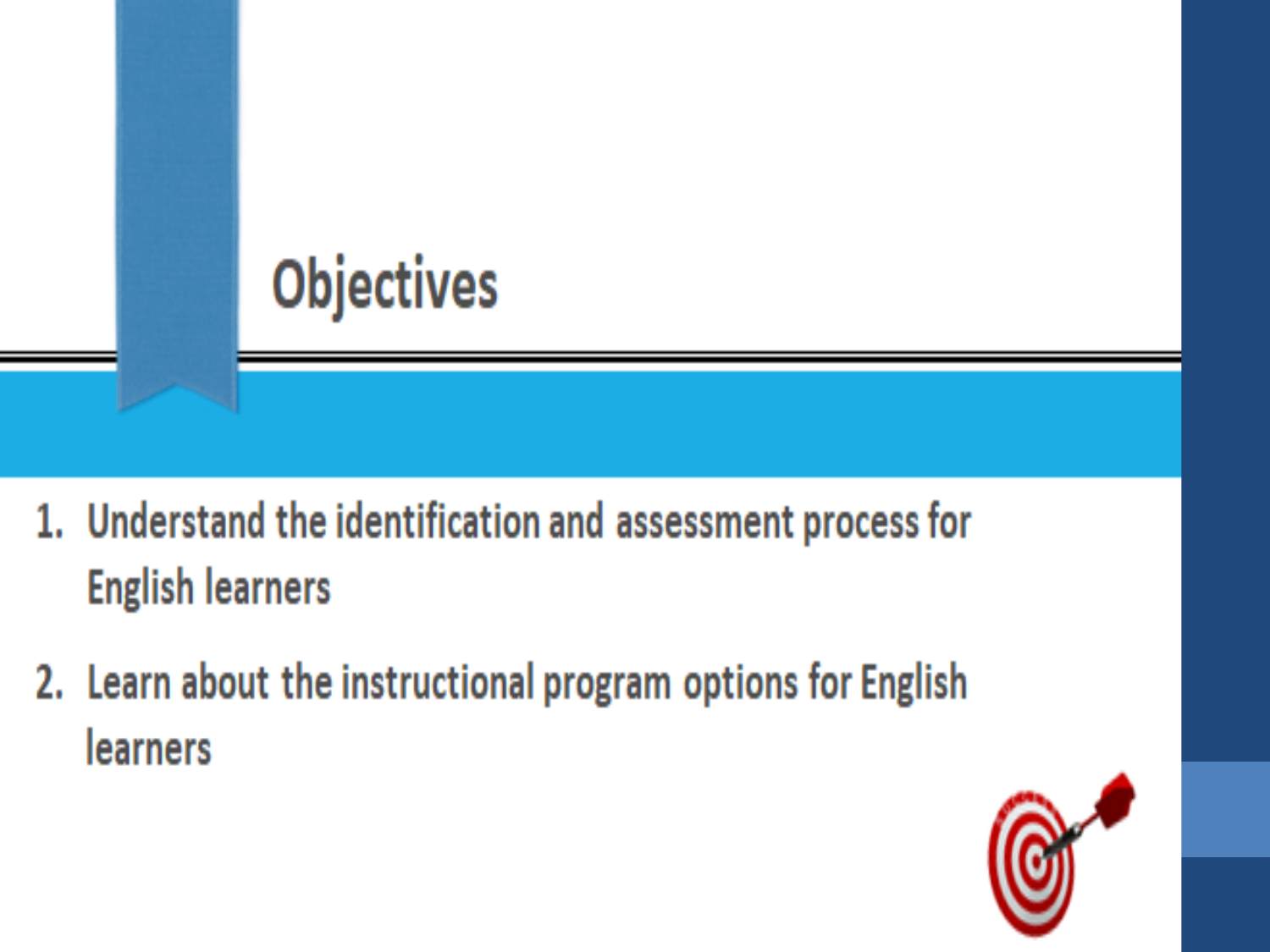# Objectives

1. Understand the identification and assessment process for English learners
2. Learn about the instructional program options for English learners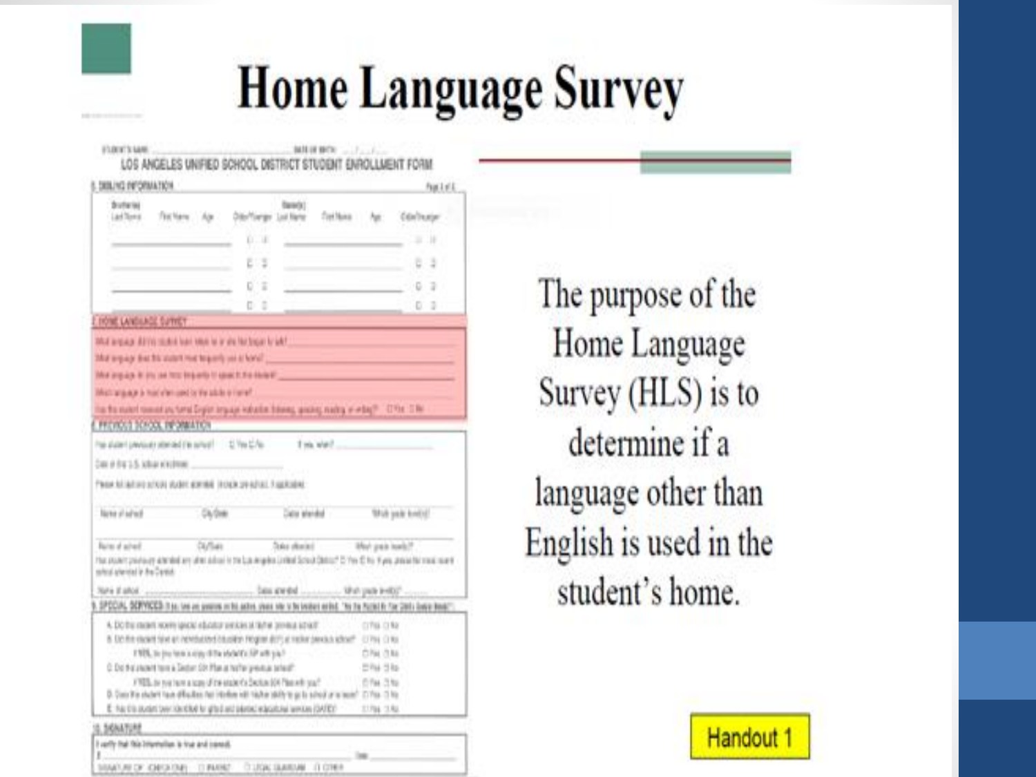# Home Language Survey

LOS ANGELES UNIFIED SCHOOL DISTRICT STUDENT ENROLLMENT FORM

The purpose of the Home Language Survey (HLS) is to determine if a language other than English is used in the student's home.

Handout 1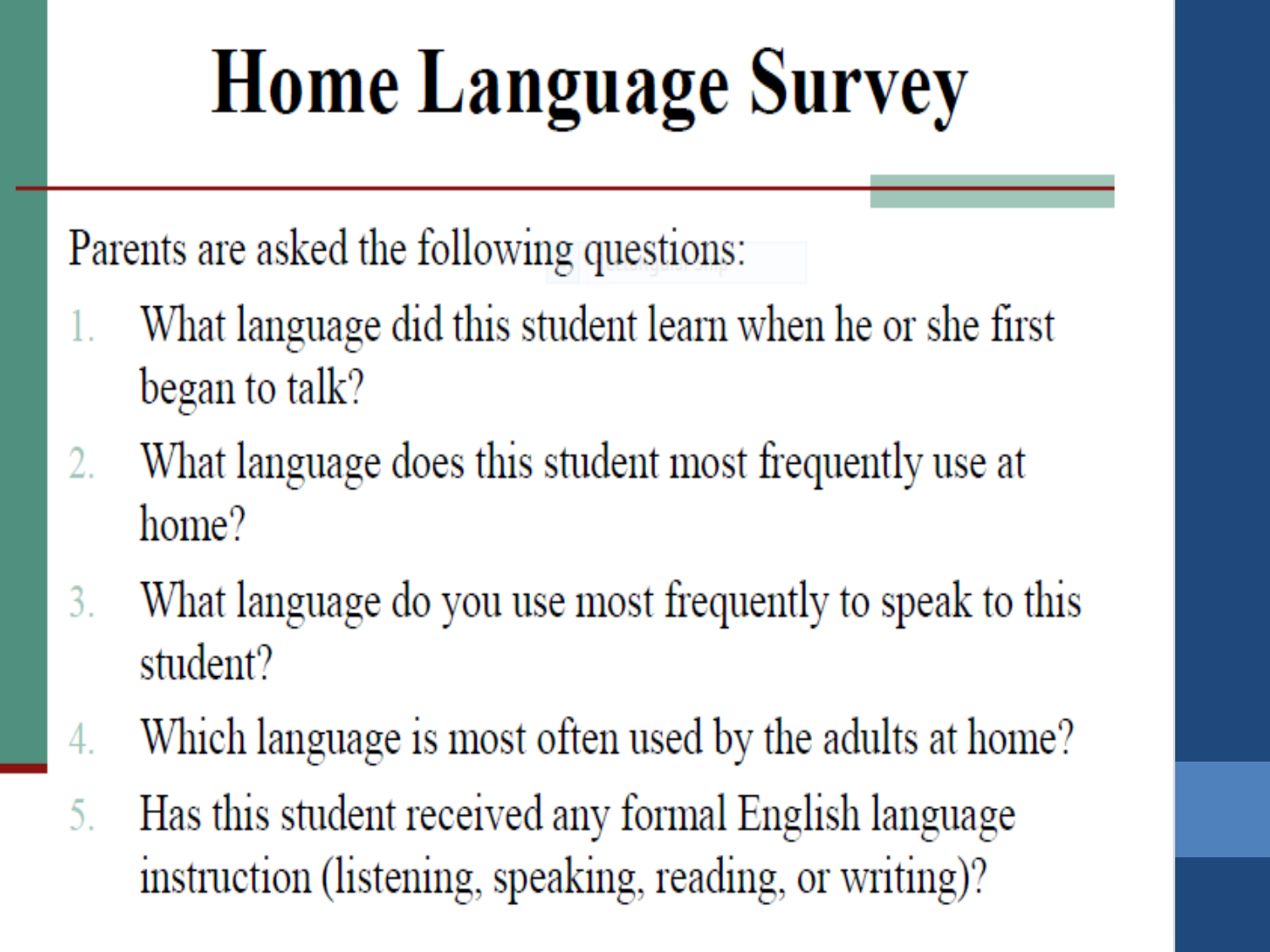# Home Language Survey

Parents are asked the following questions:

1. What language did this student learn when he or she first began to talk?
2. What language does this student most frequently use at home?
3. What language do you use most frequently to speak to this student?
4. Which language is most often used by the adults at home?
5. Has this student received any formal English language instruction (listening, speaking, reading, or writing)?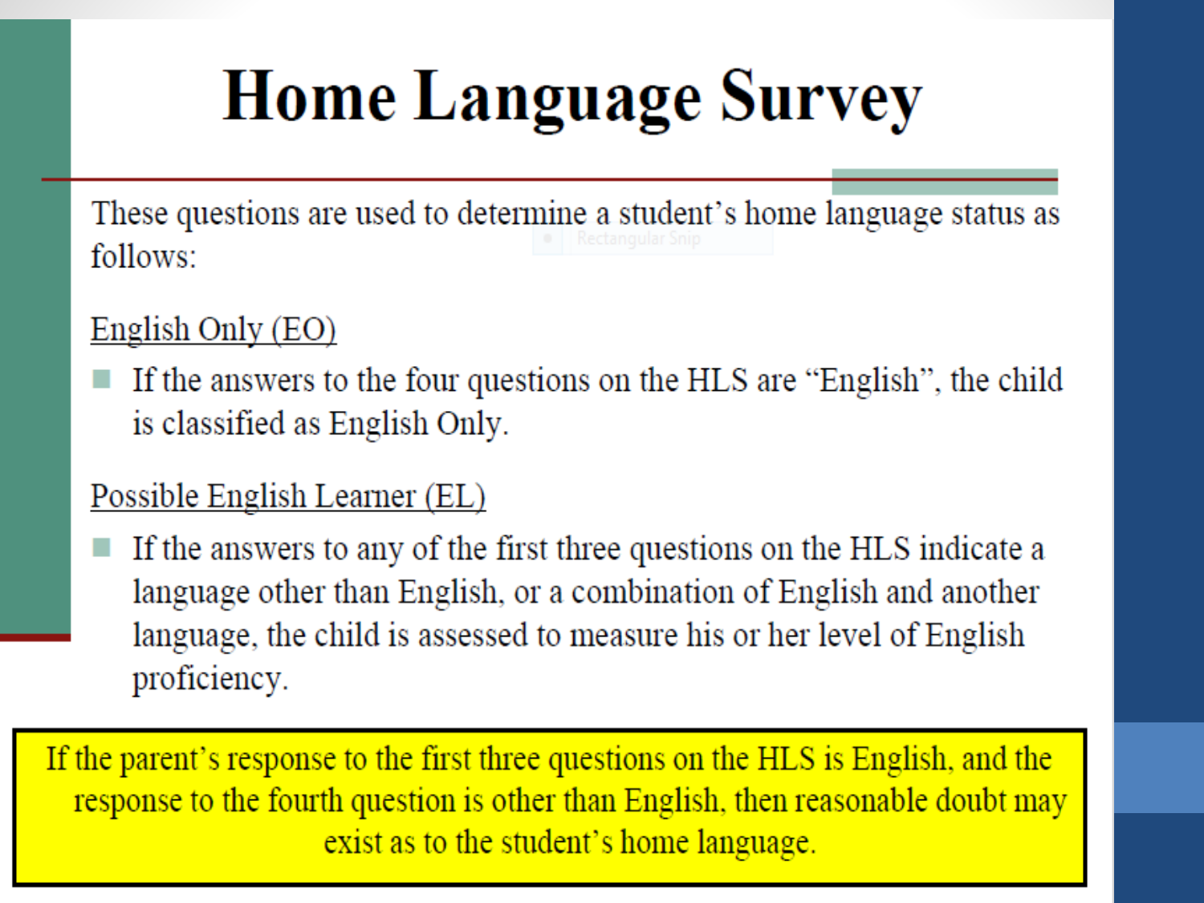# Home Language Survey

These questions are used to determine a student's home language status as follows:

<u>English Only (EO)</u>

- If the answers to the four questions on the HLS are "English", the child is classified as English Only.

<u>Possible English Learner (EL)</u>

- If the answers to any of the first three questions on the HLS indicate a language other than English, or a combination of English and another language, the child is assessed to measure his or her level of English proficiency.

If the parent's response to the first three questions on the HLS is English, and the response to the fourth question is other than English, then reasonable doubt may exist as to the student's home language.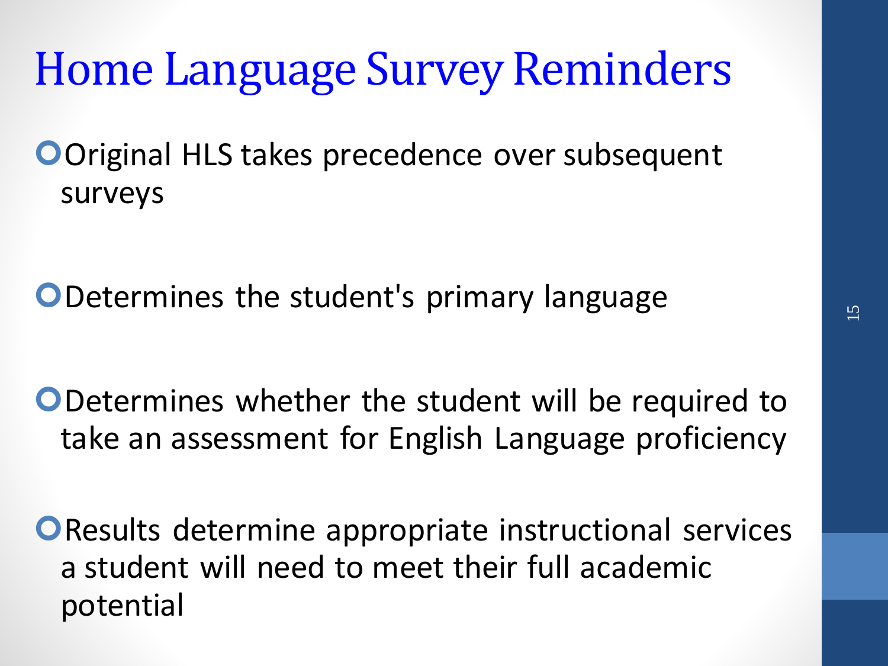# Home Language Survey Reminders

- Original HLS takes precedence over subsequent surveys

- Determines the student's primary language

- Determines whether the student will be required to take an assessment for English Language proficiency

- Results determine appropriate instructional services a student will need to meet their full academic potential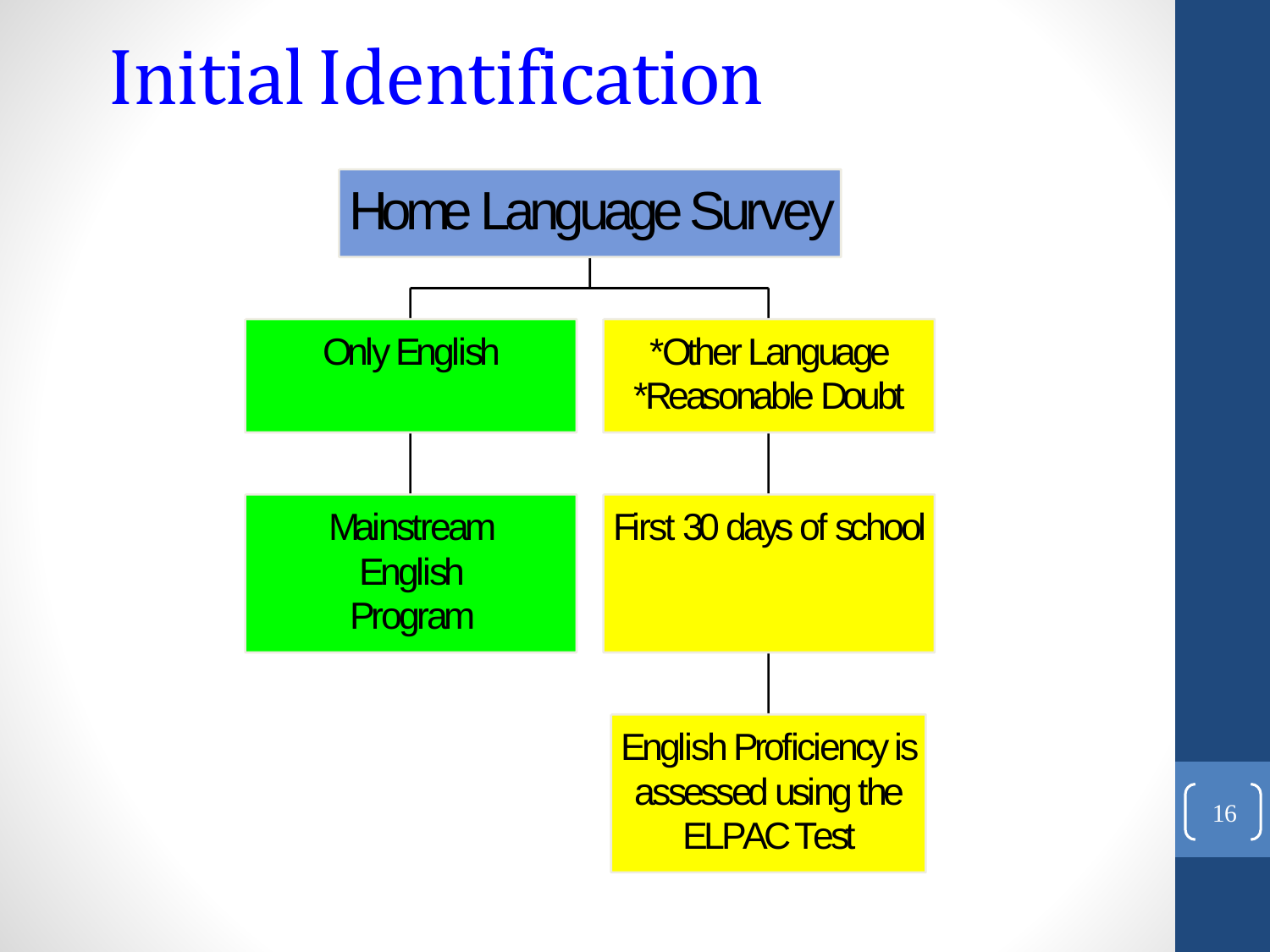# Initial Identification

Home Language Survey

- Only English
  - Mainstream English Program
- *Other Language
  *Reasonable Doubt
  - First 30 days of school
    - English Proficiency is assessed using the ELPAC Test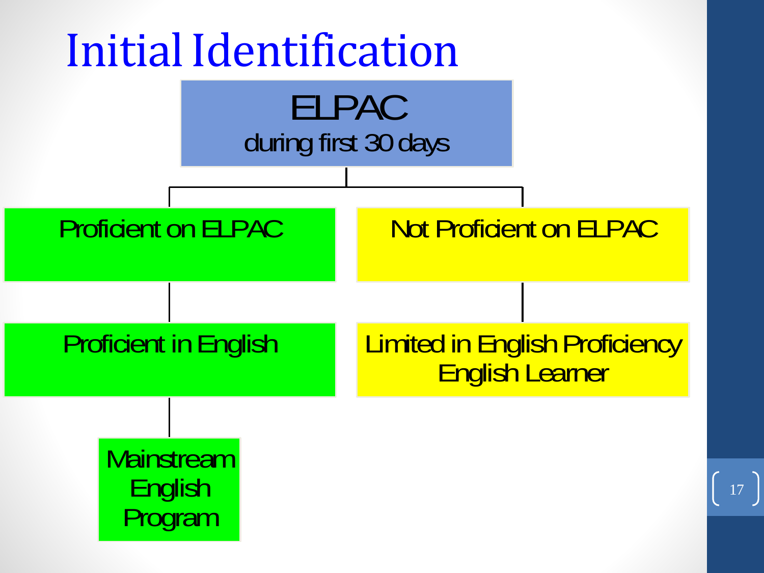# Initial Identification

**ELPAC**
during first 30 days

- **Proficient on ELPAC**
  - Proficient in English
    - Mainstream English Program
- **Not Proficient on ELPAC**
  - Limited in English Proficiency
    English Learner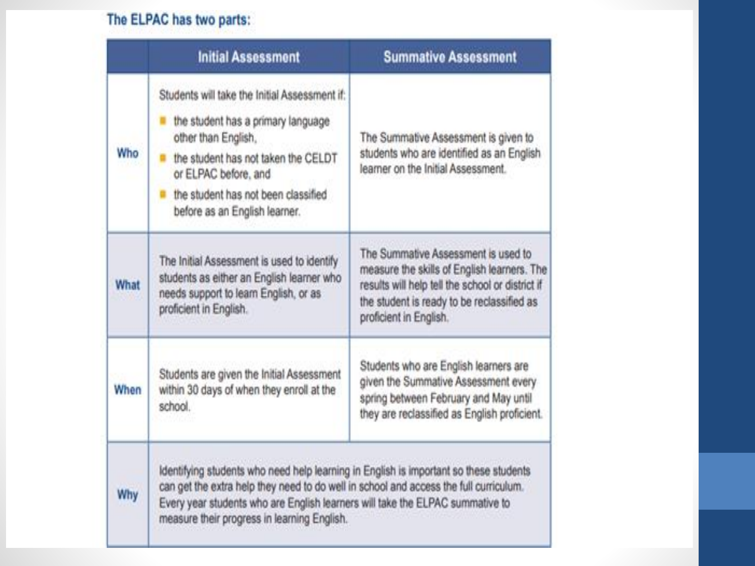The ELPAC has two parts:

| | Initial Assessment | Summative Assessment |
|---|---|---|
| **Who** | Students will take the Initial Assessment if:<br>• the student has a primary language other than English,<br>• the student has not taken the CELDT or ELPAC before, and<br>• the student has not been classified before as an English learner. | The Summative Assessment is given to students who are identified as an English learner on the Initial Assessment. |
| **What** | The Initial Assessment is used to identify students as either an English learner who needs support to learn English, or as proficient in English. | The Summative Assessment is used to measure the skills of English learners. The results will help tell the school or district if the student is ready to be reclassified as proficient in English. |
| **When** | Students are given the Initial Assessment within 30 days of when they enroll at the school. | Students who are English learners are given the Summative Assessment every spring between February and May until they are reclassified as English proficient. |
| **Why** | Identifying students who need help learning in English is important so these students can get the extra help they need to do well in school and access the full curriculum. Every year students who are English learners will take the ELPAC summative to measure their progress in learning English. | |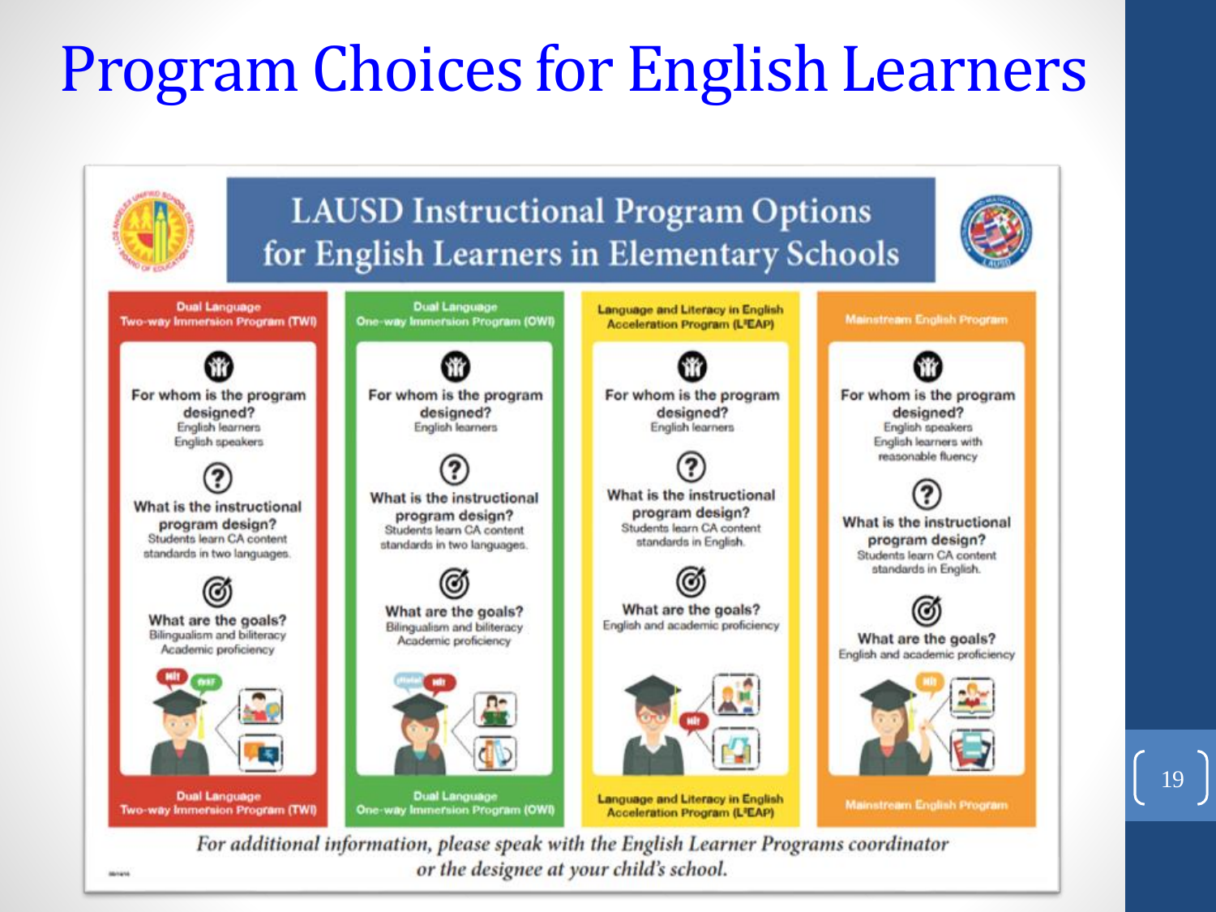# Program Choices for English Learners

## LAUSD Instructional Program Options for English Learners in Elementary Schools

| Dual Language Two-way Immersion Program (TWI) | Dual Language One-way Immersion Program (OWI) | Language and Literacy in English Acceleration Program (L[3]EAP) | Mainstream English Program |
| --- | --- | --- | --- |
| **For whom is the program designed?** English learners, English speakers | **For whom is the program designed?** English learners | **For whom is the program designed?** English learners | **For whom is the program designed?** English speakers, English learners with reasonable fluency |
| **What is the instructional program design?** Students learn CA content standards in two languages. | **What is the instructional program design?** Students learn CA content standards in two languages. | **What is the instructional program design?** Students learn CA content standards in English. | **What is the instructional program design?** Students learn CA content standards in English. |
| **What are the goals?** Bilingualism and biliteracy, Academic proficiency | **What are the goals?** Bilingualism and biliteracy, Academic proficiency | **What are the goals?** English and academic proficiency | **What are the goals?** English and academic proficiency |

*For additional information, please speak with the English Learner Programs coordinator or the designee at your child's school.*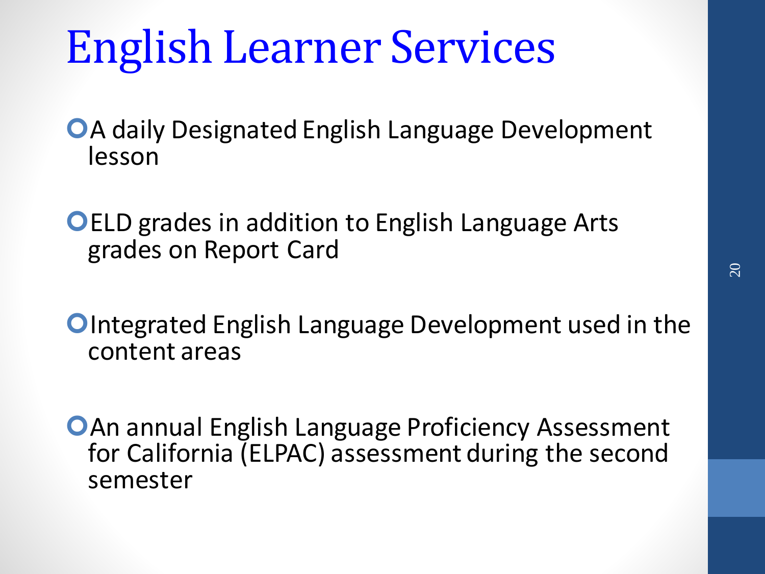# English Learner Services

- A daily Designated English Language Development lesson
- ELD grades in addition to English Language Arts grades on Report Card
- Integrated English Language Development used in the content areas
- An annual English Language Proficiency Assessment for California (ELPAC) assessment during the second semester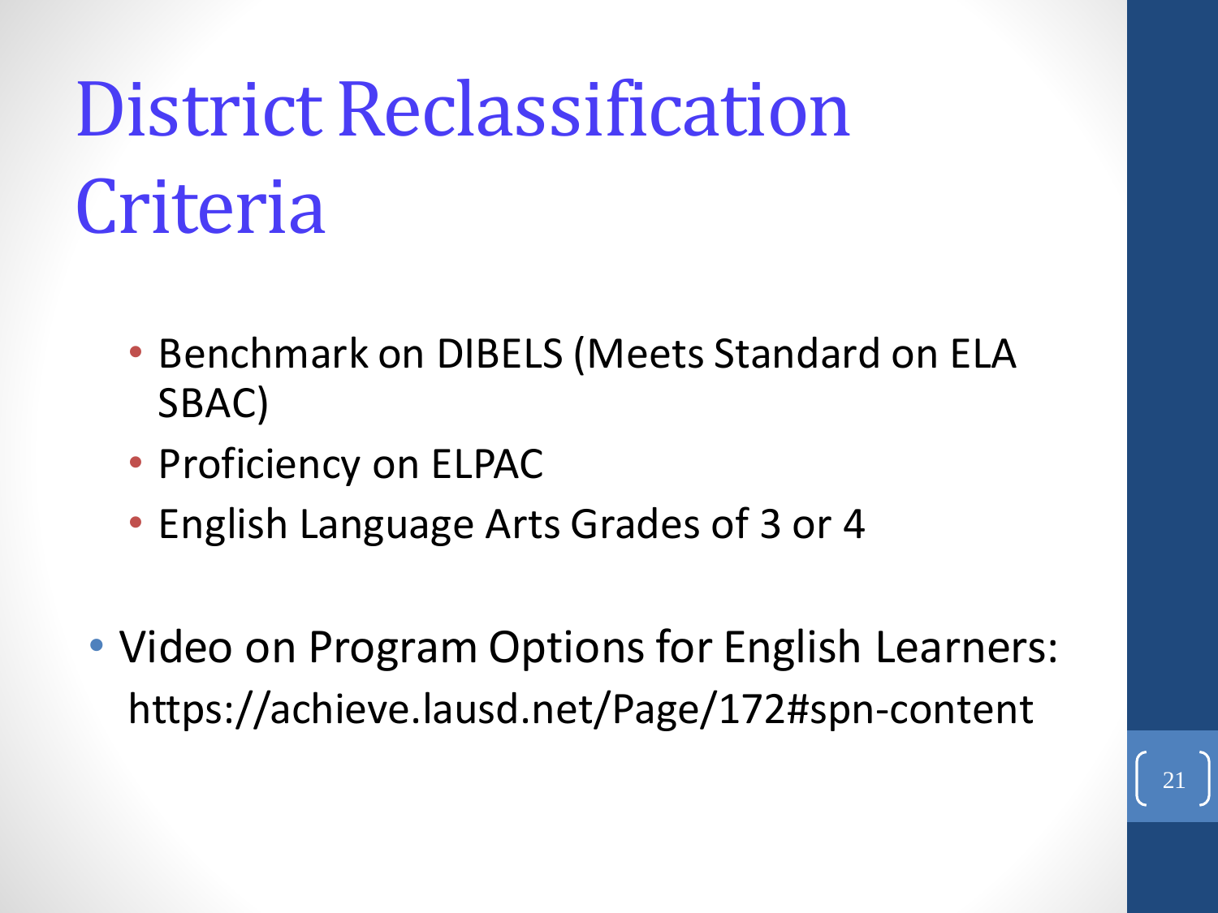# District Reclassification Criteria

- Benchmark on DIBELS (Meets Standard on ELA SBAC)
- Proficiency on ELPAC
- English Language Arts Grades of 3 or 4

- Video on Program Options for English Learners: https://achieve.lausd.net/Page/172#spn-content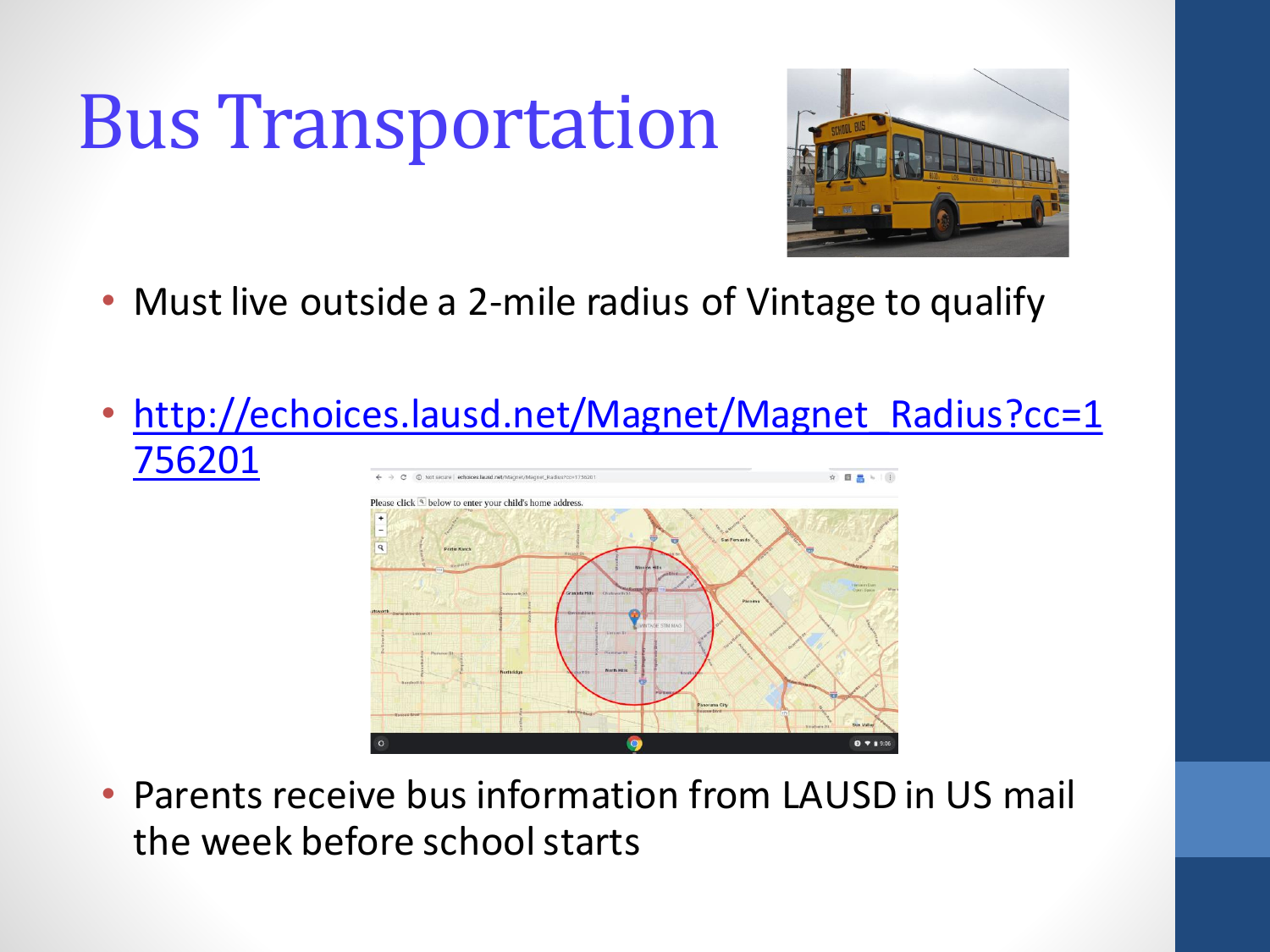# Bus Transportation

- Must live outside a 2-mile radius of Vintage to qualify
- http://echoices.lausd.net/Magnet/Magnet_Radius?cc=1756201
- Parents receive bus information from LAUSD in US mail the week before school starts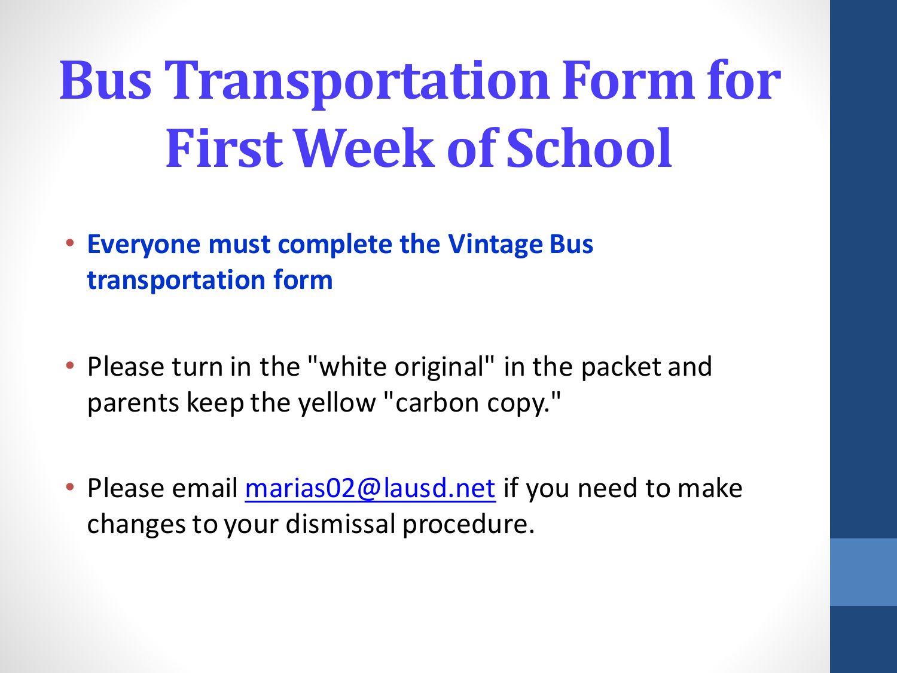# Bus Transportation Form for First Week of School

- **Everyone must complete the Vintage Bus transportation form**
- Please turn in the "white original" in the packet and parents keep the yellow "carbon copy."
- Please email marias02@lausd.net if you need to make changes to your dismissal procedure.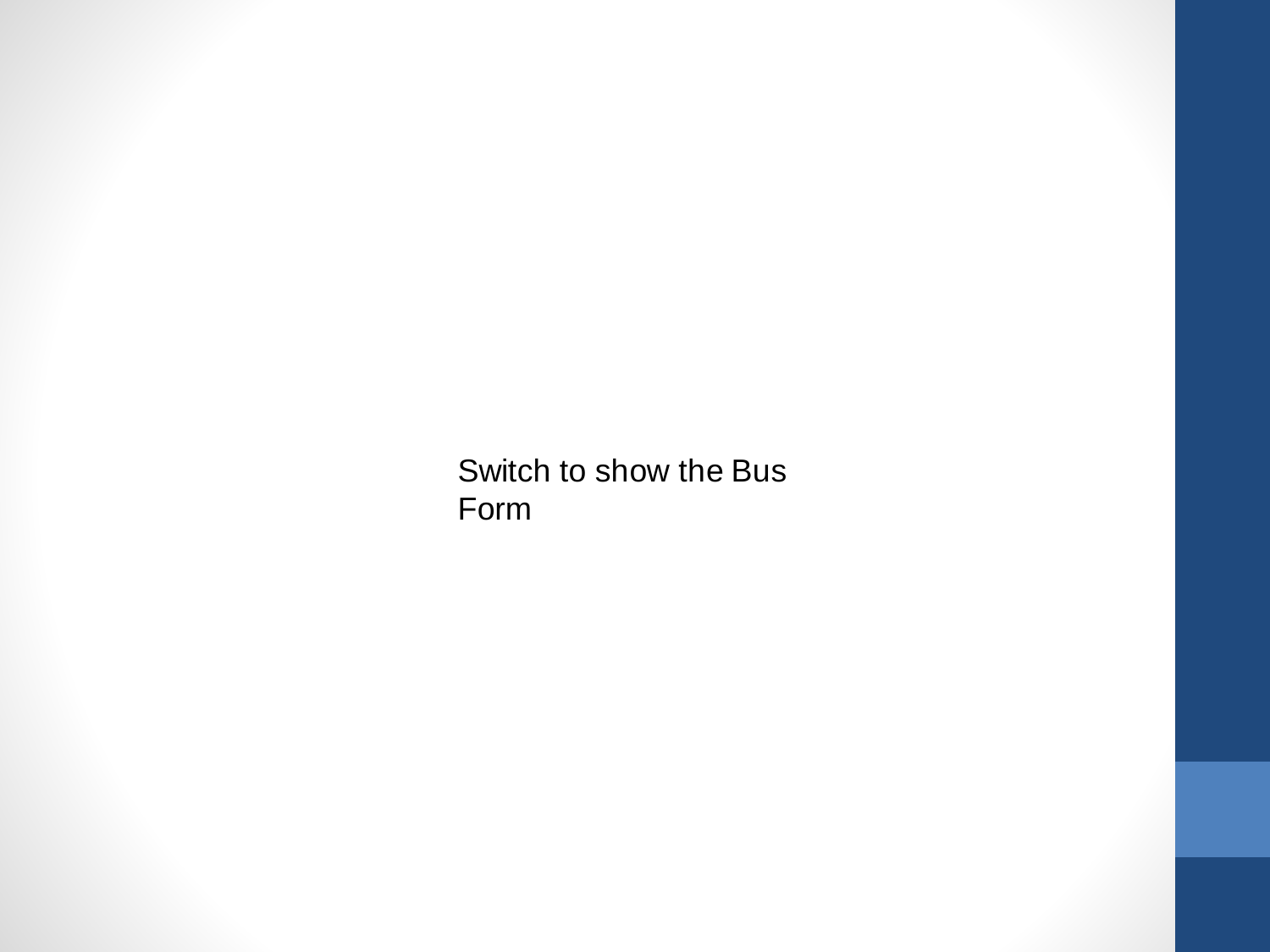Switch to show the Bus Form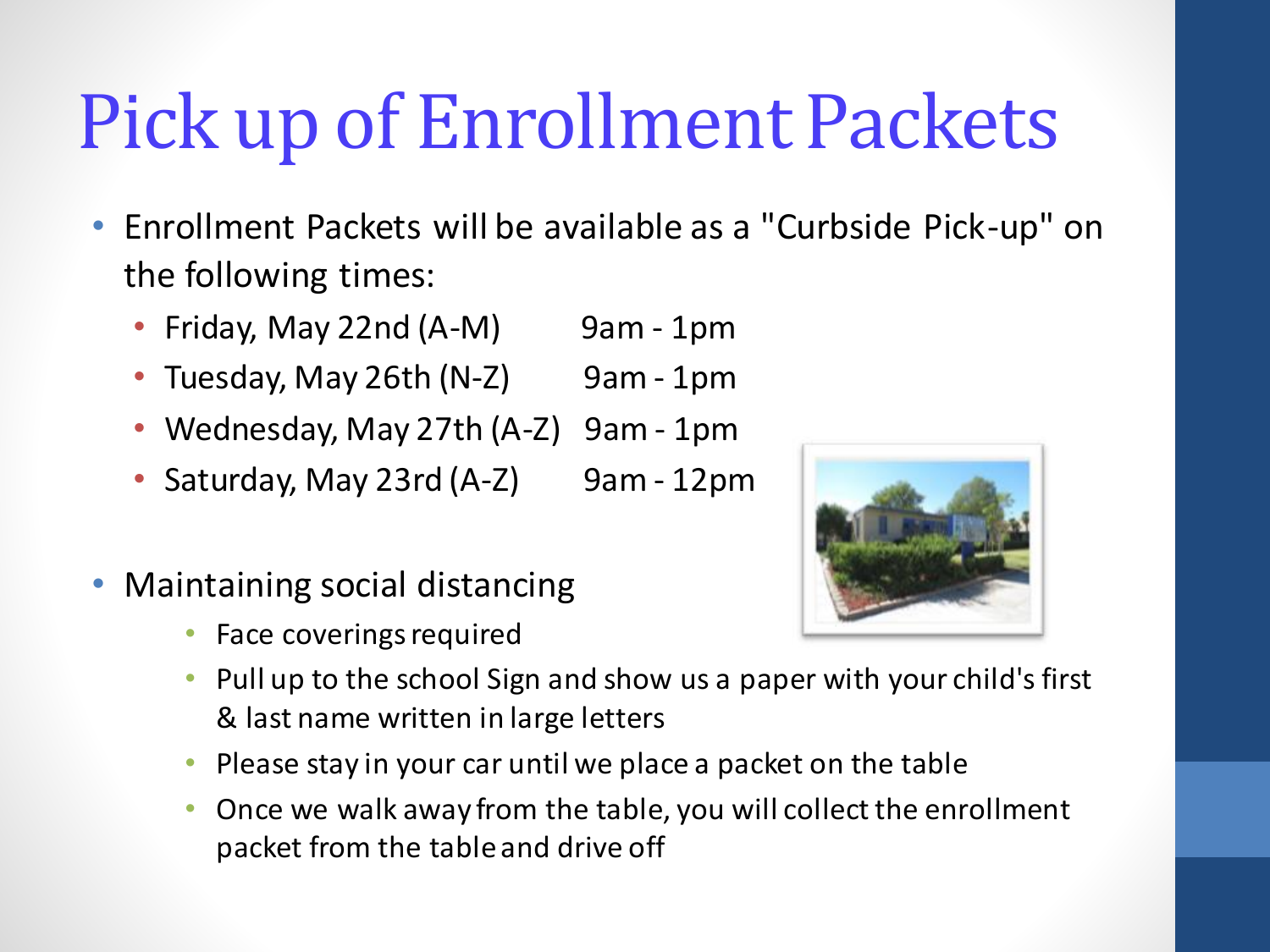# Pick up of Enrollment Packets

- Enrollment Packets will be available as a "Curbside Pick-up" on the following times:
  - Friday, May 22nd (A-M) 9am - 1pm
  - Tuesday, May 26th (N-Z) 9am - 1pm
  - Wednesday, May 27th (A-Z) 9am - 1pm
  - Saturday, May 23rd (A-Z) 9am - 12pm
- Maintaining social distancing
  - Face coverings required
  - Pull up to the school Sign and show us a paper with your child's first & last name written in large letters
  - Please stay in your car until we place a packet on the table
  - Once we walk away from the table, you will collect the enrollment packet from the table and drive off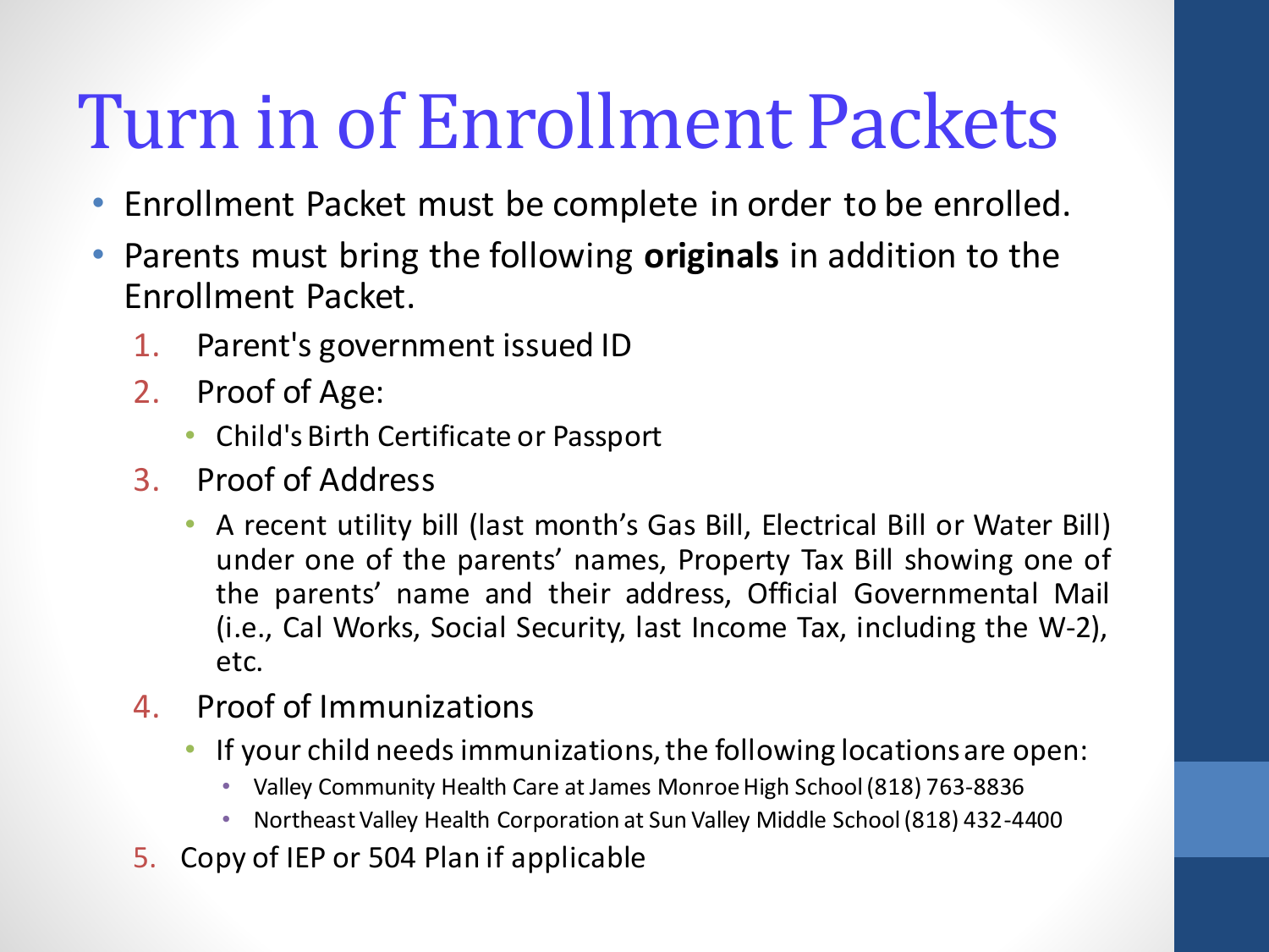# Turn in of Enrollment Packets

- Enrollment Packet must be complete in order to be enrolled.
- Parents must bring the following **originals** in addition to the Enrollment Packet.

1. Parent's government issued ID
2. Proof of Age:
   - Child's Birth Certificate or Passport
3. Proof of Address
   - A recent utility bill (last month's Gas Bill, Electrical Bill or Water Bill) under one of the parents' names, Property Tax Bill showing one of the parents' name and their address, Official Governmental Mail (i.e., Cal Works, Social Security, last Income Tax, including the W-2), etc.
4. Proof of Immunizations
   - If your child needs immunizations, the following locations are open:
     - Valley Community Health Care at James Monroe High School (818) 763-8836
     - Northeast Valley Health Corporation at Sun Valley Middle School (818) 432-4400
5. Copy of IEP or 504 Plan if applicable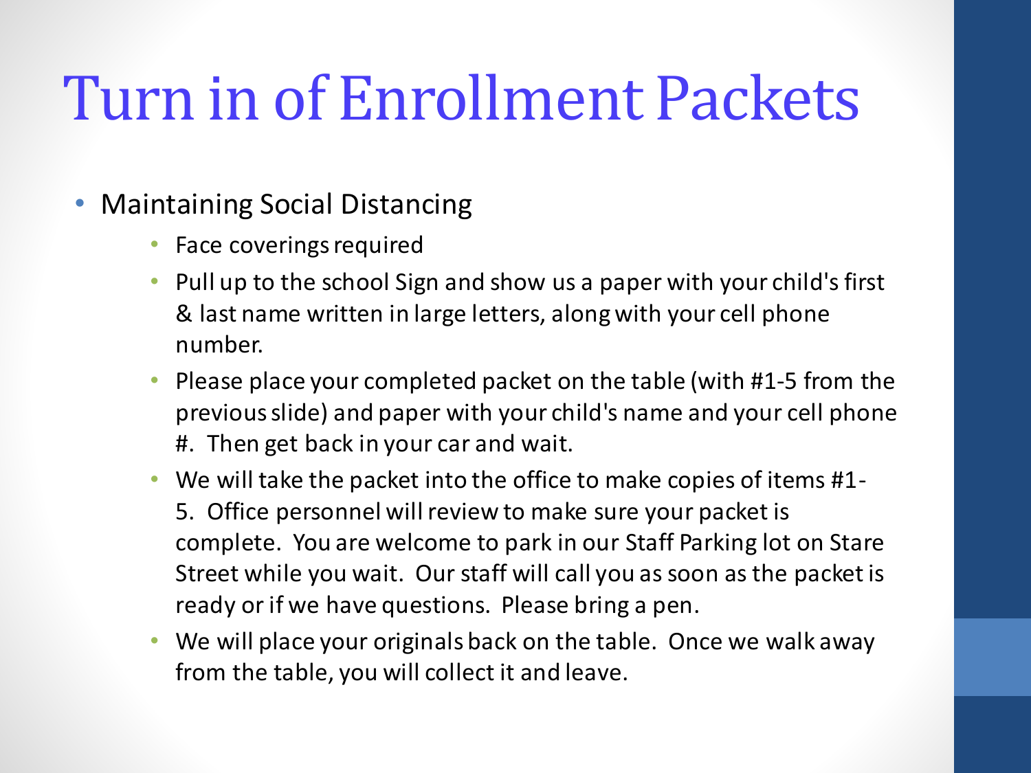# Turn in of Enrollment Packets

- Maintaining Social Distancing
  - Face coverings required
  - Pull up to the school Sign and show us a paper with your child's first & last name written in large letters, along with your cell phone number.
  - Please place your completed packet on the table (with #1-5 from the previous slide) and paper with your child's name and your cell phone #. Then get back in your car and wait.
  - We will take the packet into the office to make copies of items #1-5. Office personnel will review to make sure your packet is complete. You are welcome to park in our Staff Parking lot on Stare Street while you wait. Our staff will call you as soon as the packet is ready or if we have questions. Please bring a pen.
  - We will place your originals back on the table. Once we walk away from the table, you will collect it and leave.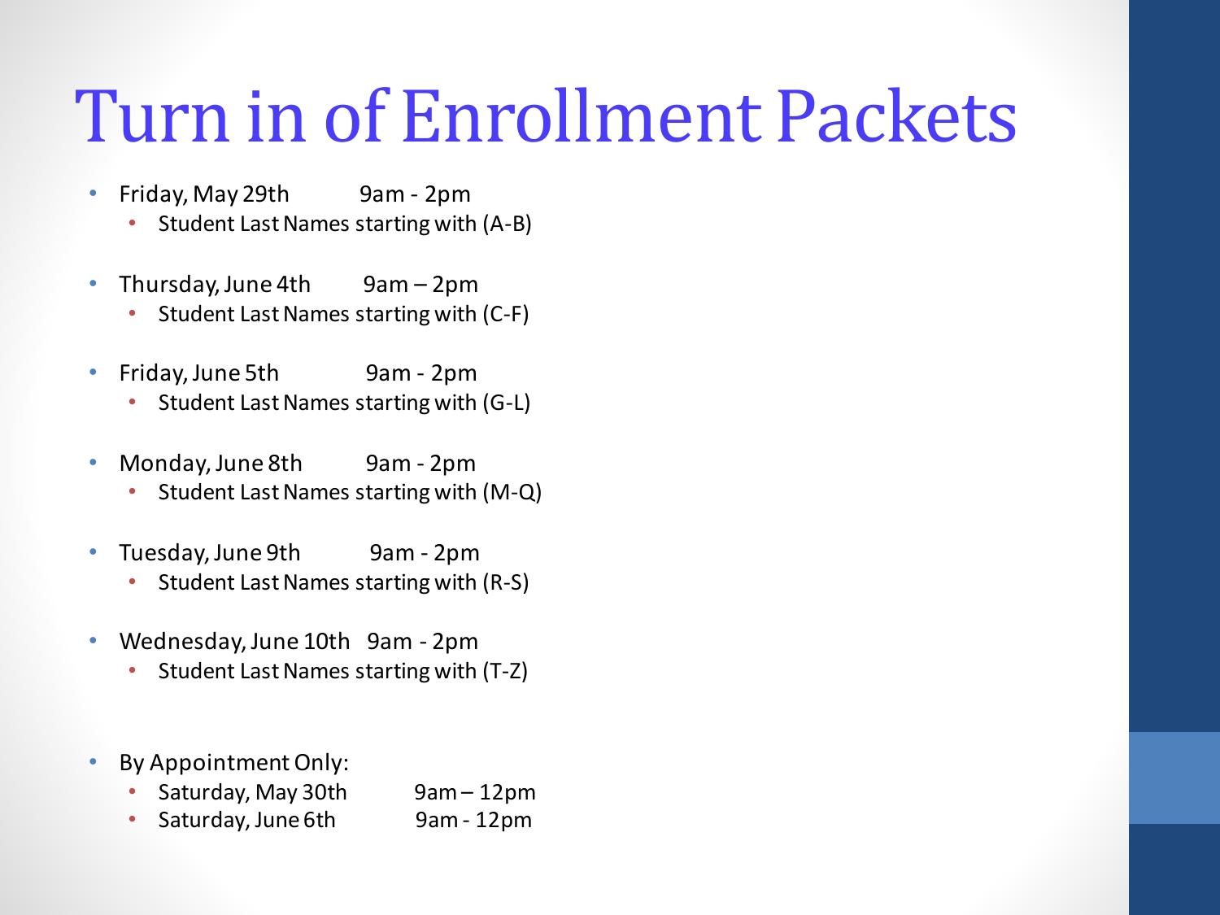# Turn in of Enrollment Packets

- Friday, May 29th 9am - 2pm
  - Student Last Names starting with (A-B)
- Thursday, June 4th 9am – 2pm
  - Student Last Names starting with (C-F)
- Friday, June 5th 9am - 2pm
  - Student Last Names starting with (G-L)
- Monday, June 8th 9am - 2pm
  - Student Last Names starting with (M-Q)
- Tuesday, June 9th 9am - 2pm
  - Student Last Names starting with (R-S)
- Wednesday, June 10th 9am - 2pm
  - Student Last Names starting with (T-Z)
- By Appointment Only:
  - Saturday, May 30th 9am – 12pm
  - Saturday, June 6th 9am - 12pm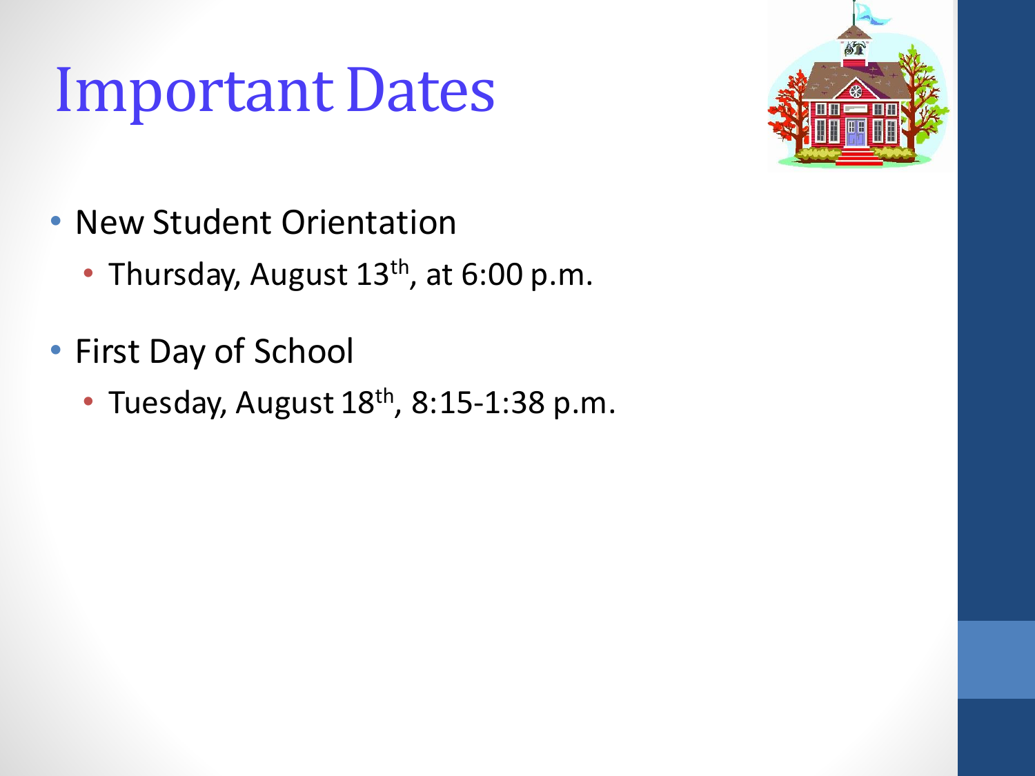# Important Dates

- New Student Orientation
  - Thursday, August 13th, at 6:00 p.m.
- First Day of School
  - Tuesday, August 18th, 8:15-1:38 p.m.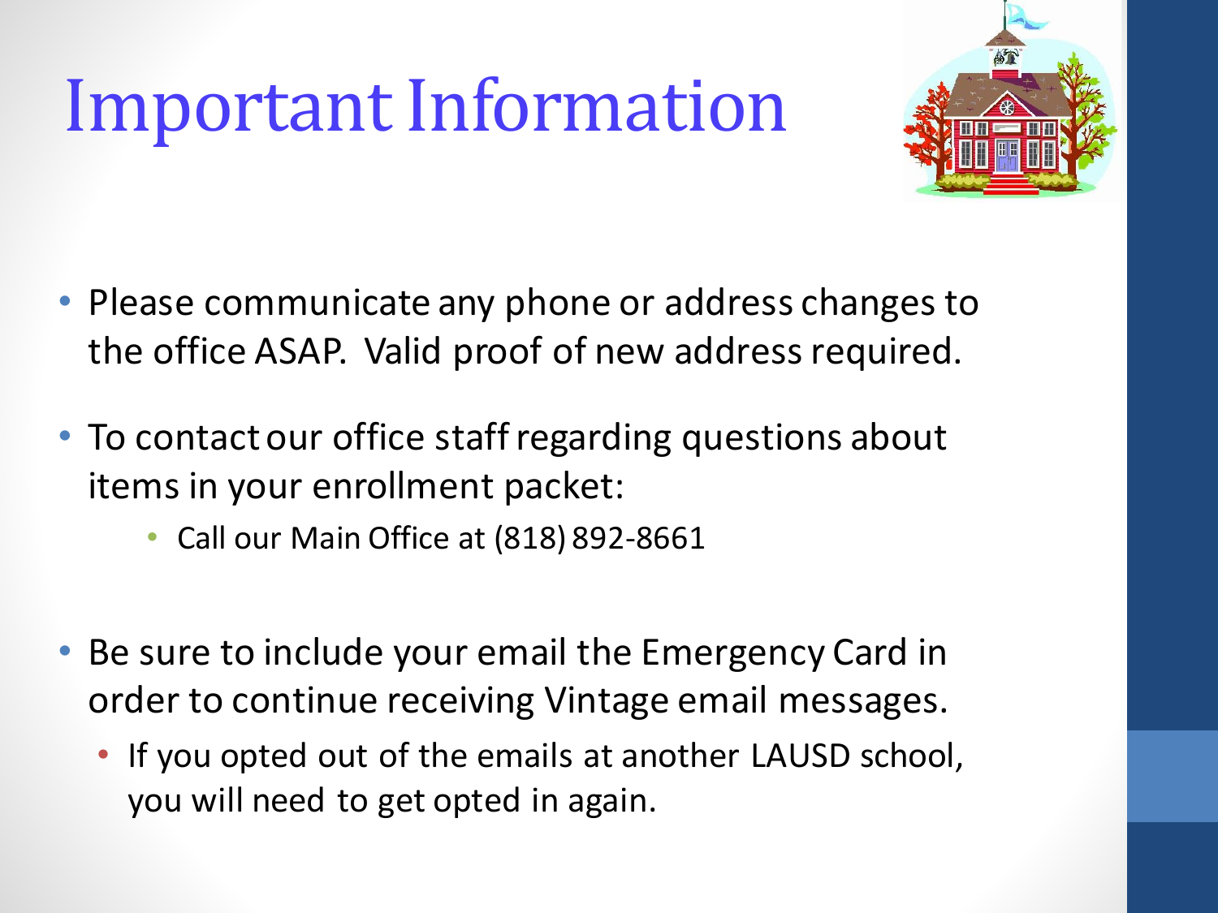# Important Information

- Please communicate any phone or address changes to the office ASAP. Valid proof of new address required.
- To contact our office staff regarding questions about items in your enrollment packet:
  - Call our Main Office at (818) 892-8661
- Be sure to include your email the Emergency Card in order to continue receiving Vintage email messages.
  - If you opted out of the emails at another LAUSD school, you will need to get opted in again.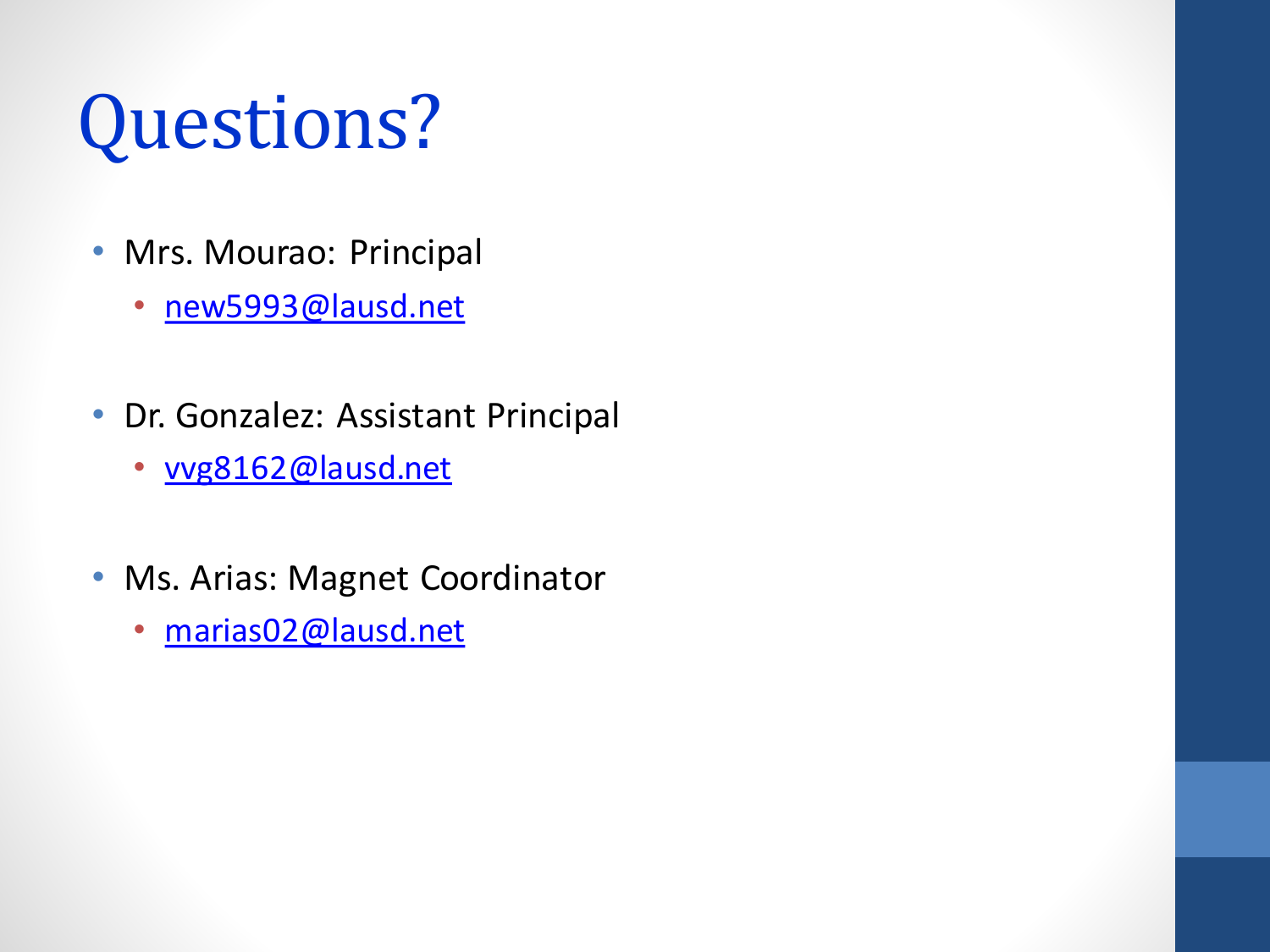# Questions?

- Mrs. Mourao: Principal
  - new5993@lausd.net
- Dr. Gonzalez: Assistant Principal
  - vvg8162@lausd.net
- Ms. Arias: Magnet Coordinator
  - marias02@lausd.net